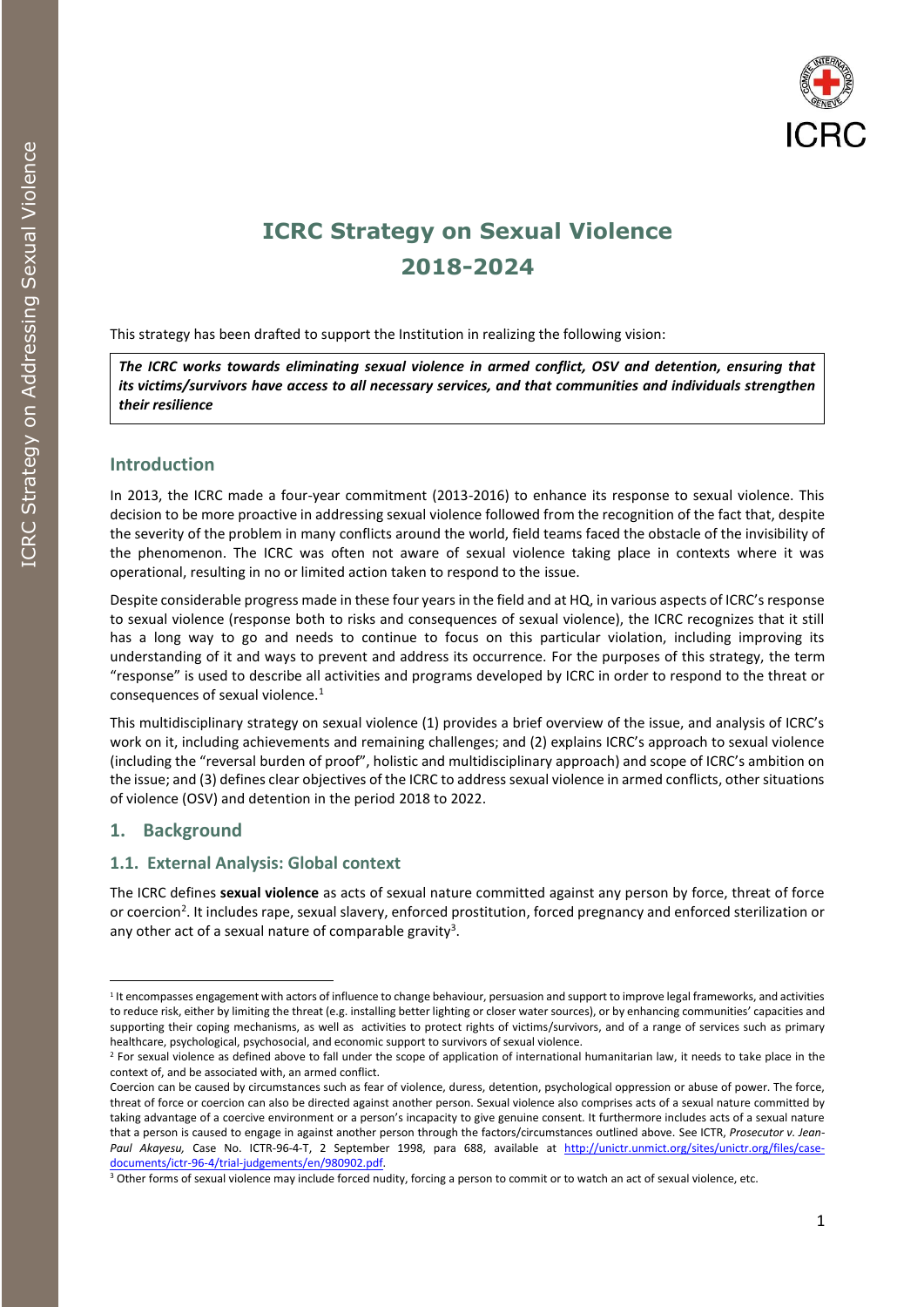# ICRC Strategy on Sexual Violence 2018-2024

This strategy has been drafted to support the Institution in realizing the following vision:

> ***The ICRC works towards eliminating sexual violence in armed conflict, OSV and detention, ensuring that its victims/survivors have access to all necessary services, and that communities and individuals strengthen their resilience***

## Introduction

In 2013, the ICRC made a four-year commitment (2013-2016) to enhance its response to sexual violence. This decision to be more proactive in addressing sexual violence followed from the recognition of the fact that, despite the severity of the problem in many conflicts around the world, field teams faced the obstacle of the invisibility of the phenomenon. The ICRC was often not aware of sexual violence taking place in contexts where it was operational, resulting in no or limited action taken to respond to the issue.

Despite considerable progress made in these four years in the field and at HQ, in various aspects of ICRC's response to sexual violence (response both to risks and consequences of sexual violence), the ICRC recognizes that it still has a long way to go and needs to continue to focus on this particular violation, including improving its understanding of it and ways to prevent and address its occurrence. For the purposes of this strategy, the term "response" is used to describe all activities and programs developed by ICRC in order to respond to the threat or consequences of sexual violence.[1]

This multidisciplinary strategy on sexual violence (1) provides a brief overview of the issue, and analysis of ICRC's work on it, including achievements and remaining challenges; and (2) explains ICRC's approach to sexual violence (including the "reversal burden of proof", holistic and multidisciplinary approach) and scope of ICRC's ambition on the issue; and (3) defines clear objectives of the ICRC to address sexual violence in armed conflicts, other situations of violence (OSV) and detention in the period 2018 to 2022.

## 1. Background

### 1.1. External Analysis: Global context

The ICRC defines **sexual violence** as acts of sexual nature committed against any person by force, threat of force or coercion[2]. It includes rape, sexual slavery, enforced prostitution, forced pregnancy and enforced sterilization or any other act of a sexual nature of comparable gravity[3].

---

[1] It encompasses engagement with actors of influence to change behaviour, persuasion and support to improve legal frameworks, and activities to reduce risk, either by limiting the threat (e.g. installing better lighting or closer water sources), or by enhancing communities' capacities and supporting their coping mechanisms, as well as activities to protect rights of victims/survivors, and of a range of services such as primary healthcare, psychological, psychosocial, and economic support to survivors of sexual violence.

[2] For sexual violence as defined above to fall under the scope of application of international humanitarian law, it needs to take place in the context of, and be associated with, an armed conflict.

Coercion can be caused by circumstances such as fear of violence, duress, detention, psychological oppression or abuse of power. The force, threat of force or coercion can also be directed against another person. Sexual violence also comprises acts of a sexual nature committed by taking advantage of a coercive environment or a person's incapacity to give genuine consent. It furthermore includes acts of a sexual nature that a person is caused to engage in against another person through the factors/circumstances outlined above. See ICTR, *Prosecutor v. Jean-Paul Akayesu,* Case No. ICTR-96-4-T, 2 September 1998, para 688, available at http://unictr.unmict.org/sites/unictr.org/files/case-documents/ictr-96-4/trial-judgements/en/980902.pdf.

[3] Other forms of sexual violence may include forced nudity, forcing a person to commit or to watch an act of sexual violence, etc.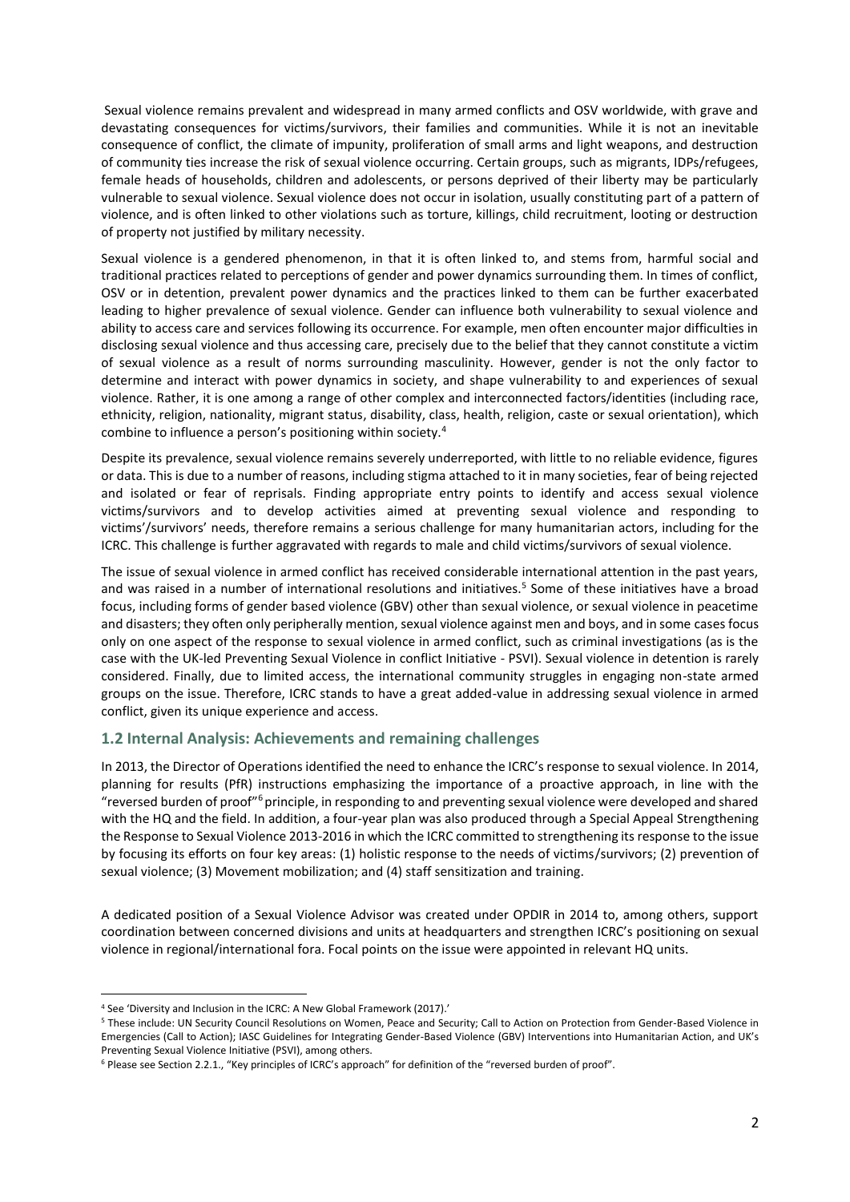Sexual violence remains prevalent and widespread in many armed conflicts and OSV worldwide, with grave and devastating consequences for victims/survivors, their families and communities. While it is not an inevitable consequence of conflict, the climate of impunity, proliferation of small arms and light weapons, and destruction of community ties increase the risk of sexual violence occurring. Certain groups, such as migrants, IDPs/refugees, female heads of households, children and adolescents, or persons deprived of their liberty may be particularly vulnerable to sexual violence. Sexual violence does not occur in isolation, usually constituting part of a pattern of violence, and is often linked to other violations such as torture, killings, child recruitment, looting or destruction of property not justified by military necessity.

Sexual violence is a gendered phenomenon, in that it is often linked to, and stems from, harmful social and traditional practices related to perceptions of gender and power dynamics surrounding them. In times of conflict, OSV or in detention, prevalent power dynamics and the practices linked to them can be further exacerbated leading to higher prevalence of sexual violence. Gender can influence both vulnerability to sexual violence and ability to access care and services following its occurrence. For example, men often encounter major difficulties in disclosing sexual violence and thus accessing care, precisely due to the belief that they cannot constitute a victim of sexual violence as a result of norms surrounding masculinity. However, gender is not the only factor to determine and interact with power dynamics in society, and shape vulnerability to and experiences of sexual violence. Rather, it is one among a range of other complex and interconnected factors/identities (including race, ethnicity, religion, nationality, migrant status, disability, class, health, religion, caste or sexual orientation), which combine to influence a person's positioning within society.[4]

Despite its prevalence, sexual violence remains severely underreported, with little to no reliable evidence, figures or data. This is due to a number of reasons, including stigma attached to it in many societies, fear of being rejected and isolated or fear of reprisals. Finding appropriate entry points to identify and access sexual violence victims/survivors and to develop activities aimed at preventing sexual violence and responding to victims'/survivors' needs, therefore remains a serious challenge for many humanitarian actors, including for the ICRC. This challenge is further aggravated with regards to male and child victims/survivors of sexual violence.

The issue of sexual violence in armed conflict has received considerable international attention in the past years, and was raised in a number of international resolutions and initiatives.[5] Some of these initiatives have a broad focus, including forms of gender based violence (GBV) other than sexual violence, or sexual violence in peacetime and disasters; they often only peripherally mention, sexual violence against men and boys, and in some cases focus only on one aspect of the response to sexual violence in armed conflict, such as criminal investigations (as is the case with the UK-led Preventing Sexual Violence in conflict Initiative - PSVI). Sexual violence in detention is rarely considered. Finally, due to limited access, the international community struggles in engaging non-state armed groups on the issue. Therefore, ICRC stands to have a great added-value in addressing sexual violence in armed conflict, given its unique experience and access.

## 1.2 Internal Analysis: Achievements and remaining challenges

In 2013, the Director of Operations identified the need to enhance the ICRC's response to sexual violence. In 2014, planning for results (PfR) instructions emphasizing the importance of a proactive approach, in line with the "reversed burden of proof"[6] principle, in responding to and preventing sexual violence were developed and shared with the HQ and the field. In addition, a four-year plan was also produced through a Special Appeal Strengthening the Response to Sexual Violence 2013-2016 in which the ICRC committed to strengthening its response to the issue by focusing its efforts on four key areas: (1) holistic response to the needs of victims/survivors; (2) prevention of sexual violence; (3) Movement mobilization; and (4) staff sensitization and training.

A dedicated position of a Sexual Violence Advisor was created under OPDIR in 2014 to, among others, support coordination between concerned divisions and units at headquarters and strengthen ICRC's positioning on sexual violence in regional/international fora. Focal points on the issue were appointed in relevant HQ units.

---

[4] See 'Diversity and Inclusion in the ICRC: A New Global Framework (2017).'

[5] These include: UN Security Council Resolutions on Women, Peace and Security; Call to Action on Protection from Gender-Based Violence in Emergencies (Call to Action); IASC Guidelines for Integrating Gender-Based Violence (GBV) Interventions into Humanitarian Action, and UK's Preventing Sexual Violence Initiative (PSVI), among others.

[6] Please see Section 2.2.1., "Key principles of ICRC's approach" for definition of the "reversed burden of proof".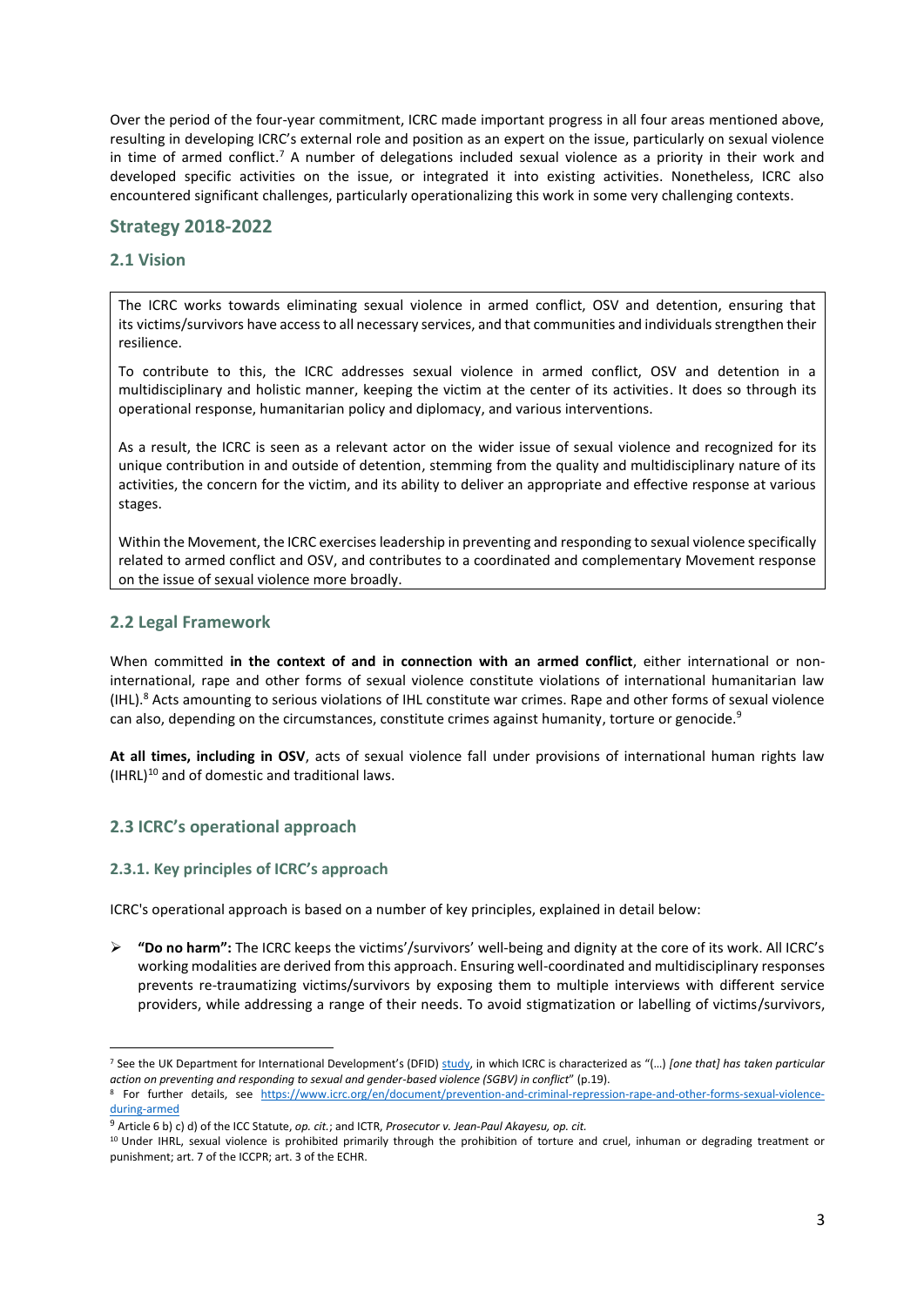Over the period of the four-year commitment, ICRC made important progress in all four areas mentioned above, resulting in developing ICRC's external role and position as an expert on the issue, particularly on sexual violence in time of armed conflict.[7] A number of delegations included sexual violence as a priority in their work and developed specific activities on the issue, or integrated it into existing activities. Nonetheless, ICRC also encountered significant challenges, particularly operationalizing this work in some very challenging contexts.

## Strategy 2018-2022

### 2.1 Vision

> The ICRC works towards eliminating sexual violence in armed conflict, OSV and detention, ensuring that its victims/survivors have access to all necessary services, and that communities and individuals strengthen their resilience.
>
> To contribute to this, the ICRC addresses sexual violence in armed conflict, OSV and detention in a multidisciplinary and holistic manner, keeping the victim at the center of its activities. It does so through its operational response, humanitarian policy and diplomacy, and various interventions.
>
> As a result, the ICRC is seen as a relevant actor on the wider issue of sexual violence and recognized for its unique contribution in and outside of detention, stemming from the quality and multidisciplinary nature of its activities, the concern for the victim, and its ability to deliver an appropriate and effective response at various stages.
>
> Within the Movement, the ICRC exercises leadership in preventing and responding to sexual violence specifically related to armed conflict and OSV, and contributes to a coordinated and complementary Movement response on the issue of sexual violence more broadly.

### 2.2 Legal Framework

When committed **in the context of and in connection with an armed conflict**, either international or non-international, rape and other forms of sexual violence constitute violations of international humanitarian law (IHL).[8] Acts amounting to serious violations of IHL constitute war crimes. Rape and other forms of sexual violence can also, depending on the circumstances, constitute crimes against humanity, torture or genocide.[9]

**At all times, including in OSV**, acts of sexual violence fall under provisions of international human rights law (IHRL)[10] and of domestic and traditional laws.

### 2.3 ICRC's operational approach

#### 2.3.1. Key principles of ICRC's approach

ICRC's operational approach is based on a number of key principles, explained in detail below:

- **"Do no harm":** The ICRC keeps the victims'/survivors' well-being and dignity at the core of its work. All ICRC's working modalities are derived from this approach. Ensuring well-coordinated and multidisciplinary responses prevents re-traumatizing victims/survivors by exposing them to multiple interviews with different service providers, while addressing a range of their needs. To avoid stigmatization or labelling of victims/survivors,

---

[7] See the UK Department for International Development's (DFID) study, in which ICRC is characterized as "(…) *[one that] has taken particular action on preventing and responding to sexual and gender-based violence (SGBV) in conflict*" (p.19).

[8] For further details, see https://www.icrc.org/en/document/prevention-and-criminal-repression-rape-and-other-forms-sexual-violence-during-armed

[9] Article 6 b) c) d) of the ICC Statute, *op. cit.*; and ICTR, *Prosecutor v. Jean-Paul Akayesu, op. cit.*

[10] Under IHRL, sexual violence is prohibited primarily through the prohibition of torture and cruel, inhuman or degrading treatment or punishment; art. 7 of the ICCPR; art. 3 of the ECHR.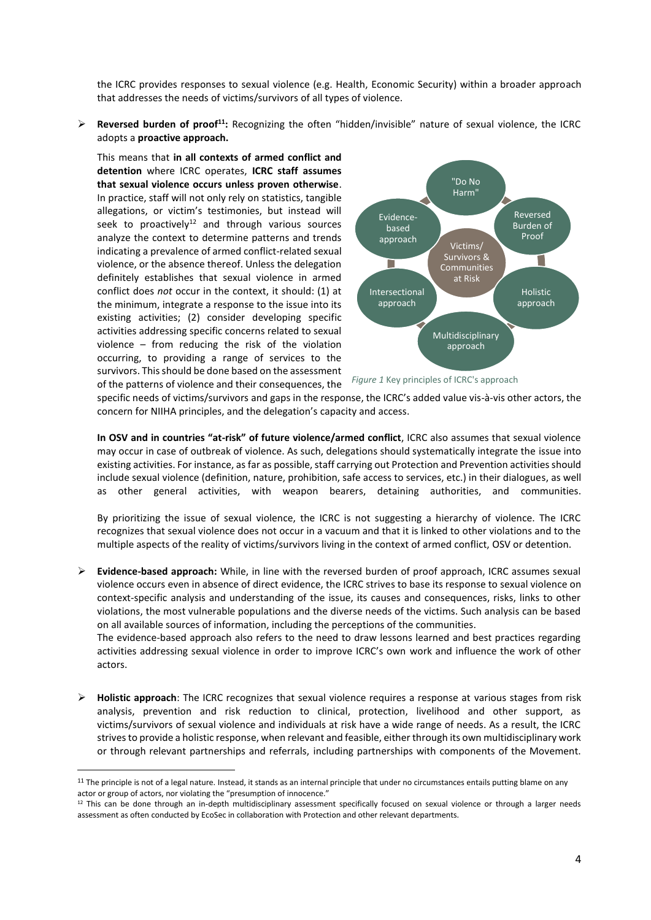the ICRC provides responses to sexual violence (e.g. Health, Economic Security) within a broader approach that addresses the needs of victims/survivors of all types of violence.

- **Reversed burden of proof[11]:** Recognizing the often "hidden/invisible" nature of sexual violence, the ICRC adopts a **proactive approach.**

  This means that **in all contexts of armed conflict and detention** where ICRC operates, **ICRC staff assumes that sexual violence occurs unless proven otherwise**. In practice, staff will not only rely on statistics, tangible allegations, or victim's testimonies, but instead will seek to proactively[12] and through various sources analyze the context to determine patterns and trends indicating a prevalence of armed conflict-related sexual violence, or the absence thereof. Unless the delegation definitely establishes that sexual violence in armed conflict does *not* occur in the context, it should: (1) at the minimum, integrate a response to the issue into its existing activities; (2) consider developing specific activities addressing specific concerns related to sexual violence – from reducing the risk of the violation occurring, to providing a range of services to the survivors. This should be done based on the assessment of the patterns of violence and their consequences, the specific needs of victims/survivors and gaps in the response, the ICRC's added value vis-à-vis other actors, the concern for NIIHA principles, and the delegation's capacity and access.

  *Figure 1* Key principles of ICRC's approach

  **In OSV and in countries "at-risk" of future violence/armed conflict**, ICRC also assumes that sexual violence may occur in case of outbreak of violence. As such, delegations should systematically integrate the issue into existing activities. For instance, as far as possible, staff carrying out Protection and Prevention activities should include sexual violence (definition, nature, prohibition, safe access to services, etc.) in their dialogues, as well as other general activities, with weapon bearers, detaining authorities, and communities.

  By prioritizing the issue of sexual violence, the ICRC is not suggesting a hierarchy of violence. The ICRC recognizes that sexual violence does not occur in a vacuum and that it is linked to other violations and to the multiple aspects of the reality of victims/survivors living in the context of armed conflict, OSV or detention.

- **Evidence-based approach:** While, in line with the reversed burden of proof approach, ICRC assumes sexual violence occurs even in absence of direct evidence, the ICRC strives to base its response to sexual violence on context-specific analysis and understanding of the issue, its causes and consequences, risks, links to other violations, the most vulnerable populations and the diverse needs of the victims. Such analysis can be based on all available sources of information, including the perceptions of the communities.
  The evidence-based approach also refers to the need to draw lessons learned and best practices regarding activities addressing sexual violence in order to improve ICRC's own work and influence the work of other actors.

- **Holistic approach**: The ICRC recognizes that sexual violence requires a response at various stages from risk analysis, prevention and risk reduction to clinical, protection, livelihood and other support, as victims/survivors of sexual violence and individuals at risk have a wide range of needs. As a result, the ICRC strives to provide a holistic response, when relevant and feasible, either through its own multidisciplinary work or through relevant partnerships and referrals, including partnerships with components of the Movement.

[11] The principle is not of a legal nature. Instead, it stands as an internal principle that under no circumstances entails putting blame on any actor or group of actors, nor violating the "presumption of innocence."

[12] This can be done through an in-depth multidisciplinary assessment specifically focused on sexual violence or through a larger needs assessment as often conducted by EcoSec in collaboration with Protection and other relevant departments.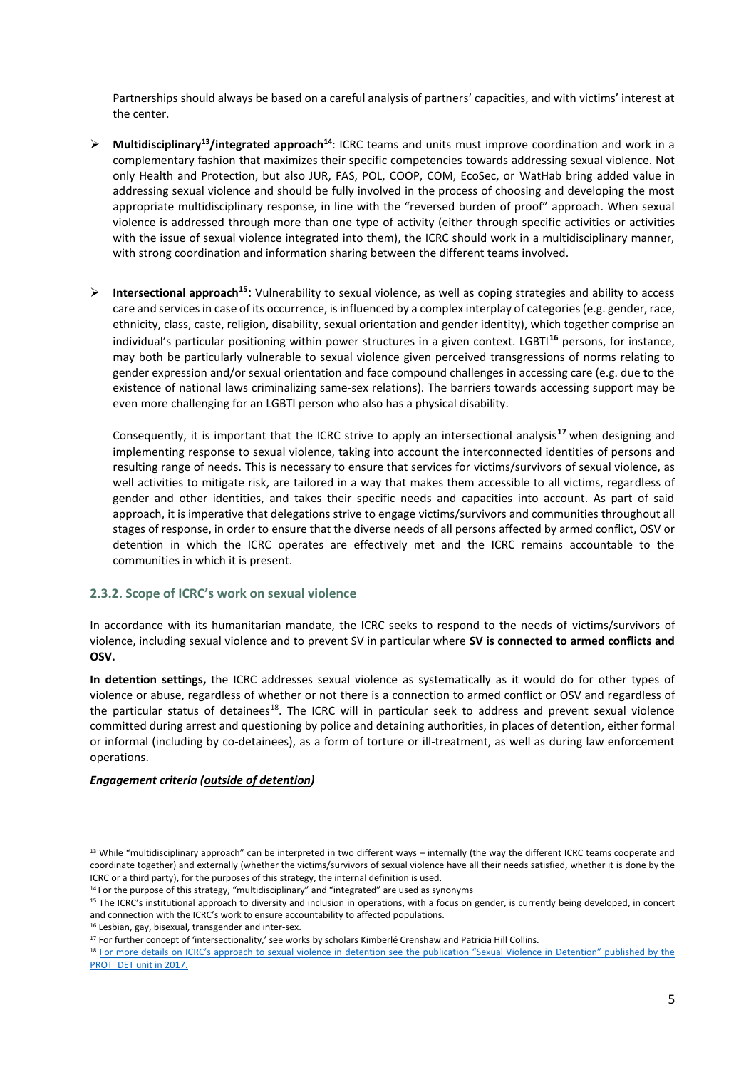Partnerships should always be based on a careful analysis of partners' capacities, and with victims' interest at the center.

- **Multidisciplinary[13]/integrated approach[14]**: ICRC teams and units must improve coordination and work in a complementary fashion that maximizes their specific competencies towards addressing sexual violence. Not only Health and Protection, but also JUR, FAS, POL, COOP, COM, EcoSec, or WatHab bring added value in addressing sexual violence and should be fully involved in the process of choosing and developing the most appropriate multidisciplinary response, in line with the "reversed burden of proof" approach. When sexual violence is addressed through more than one type of activity (either through specific activities or activities with the issue of sexual violence integrated into them), the ICRC should work in a multidisciplinary manner, with strong coordination and information sharing between the different teams involved.

- **Intersectional approach[15]:** Vulnerability to sexual violence, as well as coping strategies and ability to access care and services in case of its occurrence, is influenced by a complex interplay of categories (e.g. gender, race, ethnicity, class, caste, religion, disability, sexual orientation and gender identity), which together comprise an individual's particular positioning within power structures in a given context. LGBTI[16] persons, for instance, may both be particularly vulnerable to sexual violence given perceived transgressions of norms relating to gender expression and/or sexual orientation and face compound challenges in accessing care (e.g. due to the existence of national laws criminalizing same-sex relations). The barriers towards accessing support may be even more challenging for an LGBTI person who also has a physical disability.

  Consequently, it is important that the ICRC strive to apply an intersectional analysis[17] when designing and implementing response to sexual violence, taking into account the interconnected identities of persons and resulting range of needs. This is necessary to ensure that services for victims/survivors of sexual violence, as well activities to mitigate risk, are tailored in a way that makes them accessible to all victims, regardless of gender and other identities, and takes their specific needs and capacities into account. As part of said approach, it is imperative that delegations strive to engage victims/survivors and communities throughout all stages of response, in order to ensure that the diverse needs of all persons affected by armed conflict, OSV or detention in which the ICRC operates are effectively met and the ICRC remains accountable to the communities in which it is present.

### 2.3.2. Scope of ICRC's work on sexual violence

In accordance with its humanitarian mandate, the ICRC seeks to respond to the needs of victims/survivors of violence, including sexual violence and to prevent SV in particular where **SV is connected to armed conflicts and OSV.**

**In detention settings,** the ICRC addresses sexual violence as systematically as it would do for other types of violence or abuse, regardless of whether or not there is a connection to armed conflict or OSV and regardless of the particular status of detainees[18]. The ICRC will in particular seek to address and prevent sexual violence committed during arrest and questioning by police and detaining authorities, in places of detention, either formal or informal (including by co-detainees), as a form of torture or ill-treatment, as well as during law enforcement operations.

***Engagement criteria (outside of detention)***

---

[13] While "multidisciplinary approach" can be interpreted in two different ways – internally (the way the different ICRC teams cooperate and coordinate together) and externally (whether the victims/survivors of sexual violence have all their needs satisfied, whether it is done by the ICRC or a third party), for the purposes of this strategy, the internal definition is used.

[14] For the purpose of this strategy, "multidisciplinary" and "integrated" are used as synonyms

[15] The ICRC's institutional approach to diversity and inclusion in operations, with a focus on gender, is currently being developed, in concert and connection with the ICRC's work to ensure accountability to affected populations.

[16] Lesbian, gay, bisexual, transgender and inter-sex.

[17] For further concept of 'intersectionality,' see works by scholars Kimberlé Crenshaw and Patricia Hill Collins.

[18] For more details on ICRC's approach to sexual violence in detention see the publication "Sexual Violence in Detention" published by the PROT_DET unit in 2017.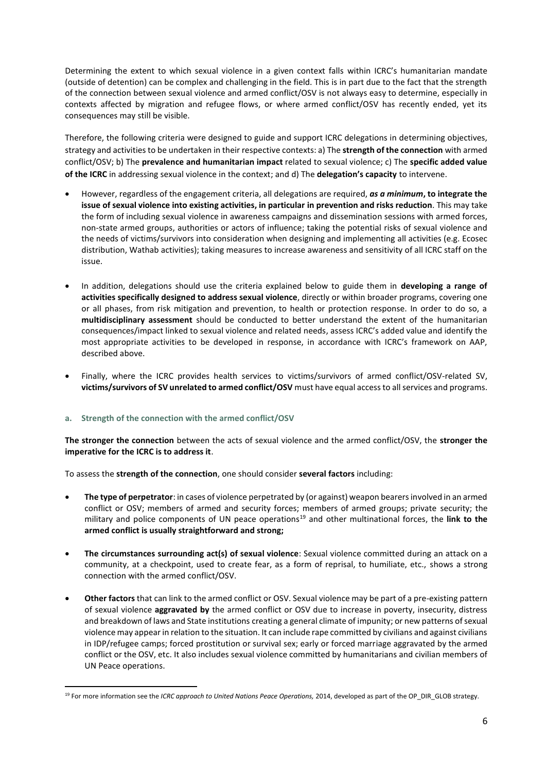Determining the extent to which sexual violence in a given context falls within ICRC's humanitarian mandate (outside of detention) can be complex and challenging in the field. This is in part due to the fact that the strength of the connection between sexual violence and armed conflict/OSV is not always easy to determine, especially in contexts affected by migration and refugee flows, or where armed conflict/OSV has recently ended, yet its consequences may still be visible.

Therefore, the following criteria were designed to guide and support ICRC delegations in determining objectives, strategy and activities to be undertaken in their respective contexts: a) The **strength of the connection** with armed conflict/OSV; b) The **prevalence and humanitarian impact** related to sexual violence; c) The **specific added value of the ICRC** in addressing sexual violence in the context; and d) The **delegation's capacity** to intervene.

- However, regardless of the engagement criteria, all delegations are required, ***as a minimum*, to integrate the issue of sexual violence into existing activities, in particular in prevention and risks reduction**. This may take the form of including sexual violence in awareness campaigns and dissemination sessions with armed forces, non-state armed groups, authorities or actors of influence; taking the potential risks of sexual violence and the needs of victims/survivors into consideration when designing and implementing all activities (e.g. Ecosec distribution, Wathab activities); taking measures to increase awareness and sensitivity of all ICRC staff on the issue.

- In addition, delegations should use the criteria explained below to guide them in **developing a range of activities specifically designed to address sexual violence**, directly or within broader programs, covering one or all phases, from risk mitigation and prevention, to health or protection response. In order to do so, a **multidisciplinary assessment** should be conducted to better understand the extent of the humanitarian consequences/impact linked to sexual violence and related needs, assess ICRC's added value and identify the most appropriate activities to be developed in response, in accordance with ICRC's framework on AAP, described above.

- Finally, where the ICRC provides health services to victims/survivors of armed conflict/OSV-related SV, **victims/survivors of SV unrelated to armed conflict/OSV** must have equal access to all services and programs.

### a. Strength of the connection with the armed conflict/OSV

**The stronger the connection** between the acts of sexual violence and the armed conflict/OSV, the **stronger the imperative for the ICRC is to address it**.

To assess the **strength of the connection**, one should consider **several factors** including:

- **The type of perpetrator**: in cases of violence perpetrated by (or against) weapon bearers involved in an armed conflict or OSV; members of armed and security forces; members of armed groups; private security; the military and police components of UN peace operations[19] and other multinational forces, the **link to the armed conflict is usually straightforward and strong;**

- **The circumstances surrounding act(s) of sexual violence**: Sexual violence committed during an attack on a community, at a checkpoint, used to create fear, as a form of reprisal, to humiliate, etc., shows a strong connection with the armed conflict/OSV.

- **Other factors** that can link to the armed conflict or OSV. Sexual violence may be part of a pre-existing pattern of sexual violence **aggravated by** the armed conflict or OSV due to increase in poverty, insecurity, distress and breakdown of laws and State institutions creating a general climate of impunity; or new patterns of sexual violence may appear in relation to the situation. It can include rape committed by civilians and against civilians in IDP/refugee camps; forced prostitution or survival sex; early or forced marriage aggravated by the armed conflict or the OSV, etc. It also includes sexual violence committed by humanitarians and civilian members of UN Peace operations.

---

[19] For more information see the *ICRC approach to United Nations Peace Operations,* 2014, developed as part of the OP_DIR_GLOB strategy.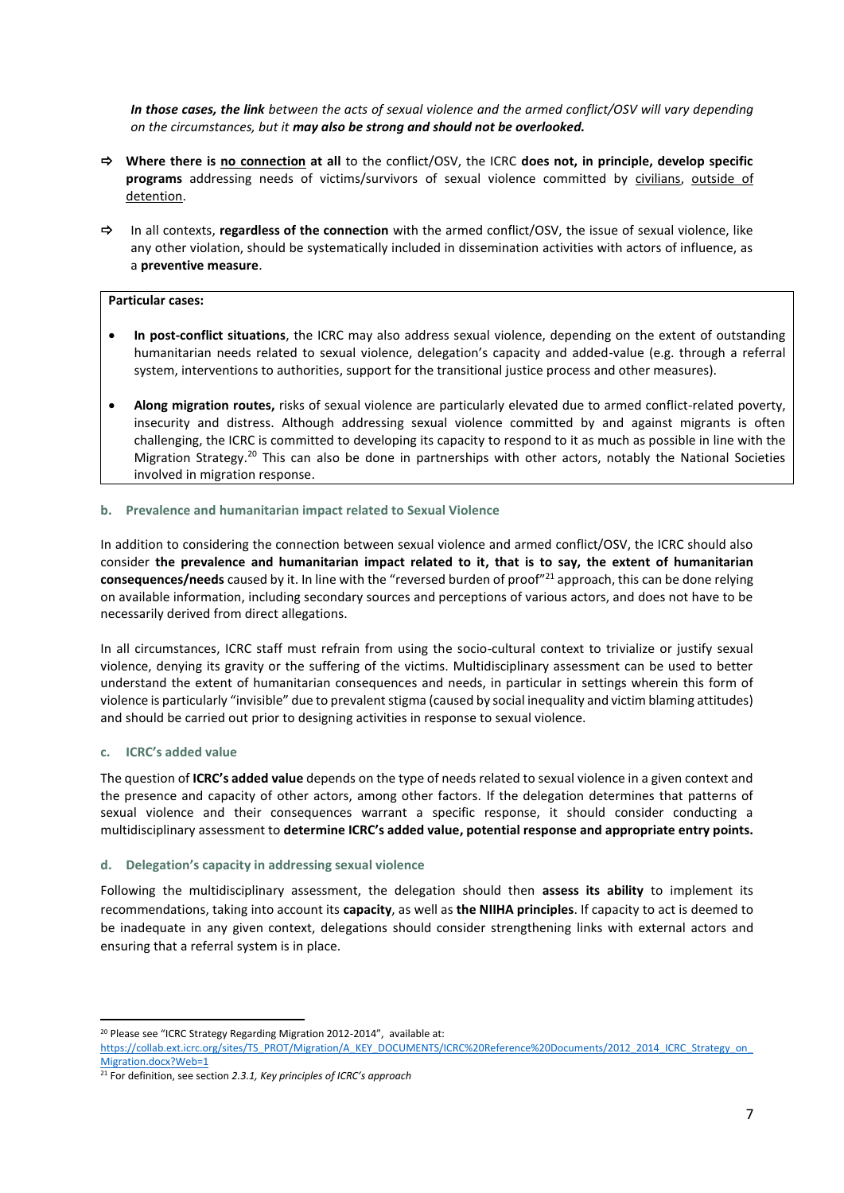***In those cases, the link** between the acts of sexual violence and the armed conflict/OSV will vary depending on the circumstances, but it **may also be strong and should not be overlooked.***

⇨ **Where there is <u>no connection</u> at all** to the conflict/OSV, the ICRC **does not, in principle, develop specific programs** addressing needs of victims/survivors of sexual violence committed by <u>civilians</u>, <u>outside of detention</u>.

⇨ In all contexts, **regardless of the connection** with the armed conflict/OSV, the issue of sexual violence, like any other violation, should be systematically included in dissemination activities with actors of influence, as a **preventive measure**.

**Particular cases:**

- **In post-conflict situations**, the ICRC may also address sexual violence, depending on the extent of outstanding humanitarian needs related to sexual violence, delegation's capacity and added-value (e.g. through a referral system, interventions to authorities, support for the transitional justice process and other measures).
- **Along migration routes,** risks of sexual violence are particularly elevated due to armed conflict-related poverty, insecurity and distress. Although addressing sexual violence committed by and against migrants is often challenging, the ICRC is committed to developing its capacity to respond to it as much as possible in line with the Migration Strategy.[20] This can also be done in partnerships with other actors, notably the National Societies involved in migration response.

### b. Prevalence and humanitarian impact related to Sexual Violence

In addition to considering the connection between sexual violence and armed conflict/OSV, the ICRC should also consider **the prevalence and humanitarian impact related to it, that is to say, the extent of humanitarian consequences/needs** caused by it. In line with the "reversed burden of proof"[21] approach, this can be done relying on available information, including secondary sources and perceptions of various actors, and does not have to be necessarily derived from direct allegations.

In all circumstances, ICRC staff must refrain from using the socio-cultural context to trivialize or justify sexual violence, denying its gravity or the suffering of the victims. Multidisciplinary assessment can be used to better understand the extent of humanitarian consequences and needs, in particular in settings wherein this form of violence is particularly "invisible" due to prevalent stigma (caused by social inequality and victim blaming attitudes) and should be carried out prior to designing activities in response to sexual violence.

### c. ICRC's added value

The question of **ICRC's added value** depends on the type of needs related to sexual violence in a given context and the presence and capacity of other actors, among other factors. If the delegation determines that patterns of sexual violence and their consequences warrant a specific response, it should consider conducting a multidisciplinary assessment to **determine ICRC's added value, potential response and appropriate entry points.**

### d. Delegation's capacity in addressing sexual violence

Following the multidisciplinary assessment, the delegation should then **assess its ability** to implement its recommendations, taking into account its **capacity**, as well as **the NIIHA principles**. If capacity to act is deemed to be inadequate in any given context, delegations should consider strengthening links with external actors and ensuring that a referral system is in place.

---

[20] Please see "ICRC Strategy Regarding Migration 2012-2014", available at: https://collab.ext.icrc.org/sites/TS_PROT/Migration/A_KEY_DOCUMENTS/ICRC%20Reference%20Documents/2012_2014_ICRC_Strategy_on_Migration.docx?Web=1

[21] For definition, see section *2.3.1, Key principles of ICRC's approach*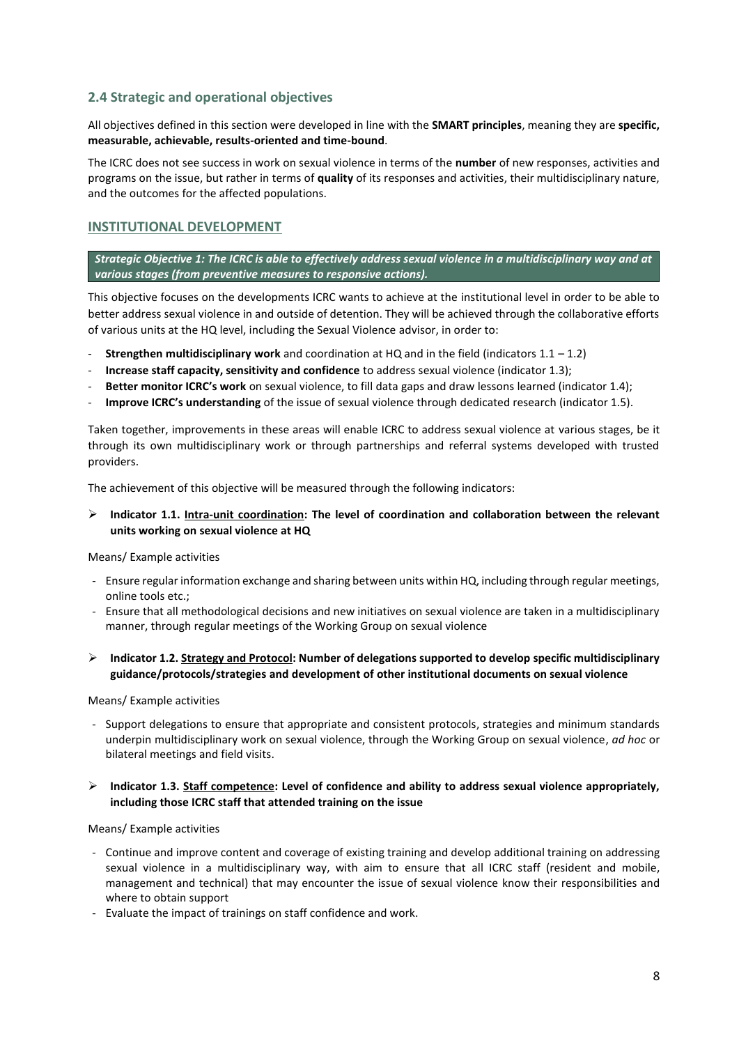## 2.4 Strategic and operational objectives

All objectives defined in this section were developed in line with the **SMART principles**, meaning they are **specific, measurable, achievable, results-oriented and time-bound**.

The ICRC does not see success in work on sexual violence in terms of the **number** of new responses, activities and programs on the issue, but rather in terms of **quality** of its responses and activities, their multidisciplinary nature, and the outcomes for the affected populations.

## INSTITUTIONAL DEVELOPMENT

***Strategic Objective 1: The ICRC is able to effectively address sexual violence in a multidisciplinary way and at various stages (from preventive measures to responsive actions).***

This objective focuses on the developments ICRC wants to achieve at the institutional level in order to be able to better address sexual violence in and outside of detention. They will be achieved through the collaborative efforts of various units at the HQ level, including the Sexual Violence advisor, in order to:

- **Strengthen multidisciplinary work** and coordination at HQ and in the field (indicators 1.1 – 1.2)
- **Increase staff capacity, sensitivity and confidence** to address sexual violence (indicator 1.3);
- **Better monitor ICRC's work** on sexual violence, to fill data gaps and draw lessons learned (indicator 1.4);
- **Improve ICRC's understanding** of the issue of sexual violence through dedicated research (indicator 1.5).

Taken together, improvements in these areas will enable ICRC to address sexual violence at various stages, be it through its own multidisciplinary work or through partnerships and referral systems developed with trusted providers.

The achievement of this objective will be measured through the following indicators:

- **Indicator 1.1. <u>Intra-unit coordination</u>: The level of coordination and collaboration between the relevant units working on sexual violence at HQ**

Means/ Example activities

- Ensure regular information exchange and sharing between units within HQ, including through regular meetings, online tools etc.;
- Ensure that all methodological decisions and new initiatives on sexual violence are taken in a multidisciplinary manner, through regular meetings of the Working Group on sexual violence

- **Indicator 1.2. <u>Strategy and Protocol</u>: Number of delegations supported to develop specific multidisciplinary guidance/protocols/strategies and development of other institutional documents on sexual violence**

Means/ Example activities

- Support delegations to ensure that appropriate and consistent protocols, strategies and minimum standards underpin multidisciplinary work on sexual violence, through the Working Group on sexual violence, *ad hoc* or bilateral meetings and field visits.

- **Indicator 1.3. <u>Staff competence</u>: Level of confidence and ability to address sexual violence appropriately, including those ICRC staff that attended training on the issue**

Means/ Example activities

- Continue and improve content and coverage of existing training and develop additional training on addressing sexual violence in a multidisciplinary way, with aim to ensure that all ICRC staff (resident and mobile, management and technical) that may encounter the issue of sexual violence know their responsibilities and where to obtain support
- Evaluate the impact of trainings on staff confidence and work.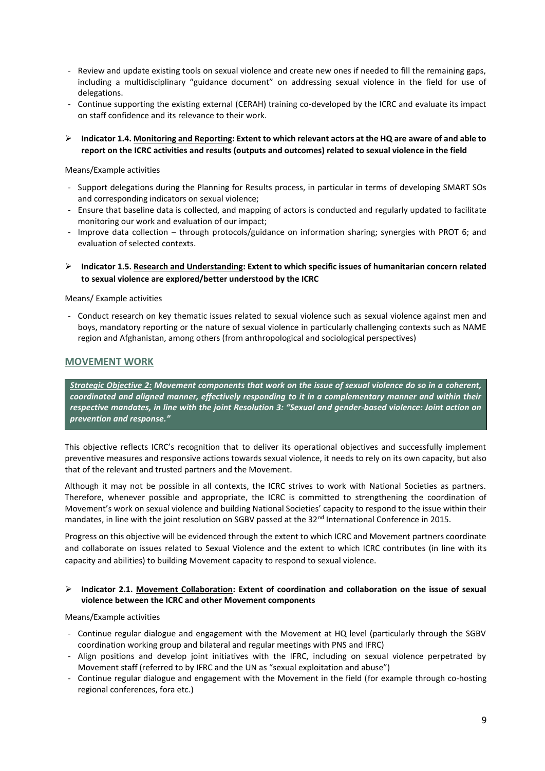- Review and update existing tools on sexual violence and create new ones if needed to fill the remaining gaps, including a multidisciplinary "guidance document" on addressing sexual violence in the field for use of delegations.
- Continue supporting the existing external (CERAH) training co-developed by the ICRC and evaluate its impact on staff confidence and its relevance to their work.

- **Indicator 1.4. <u>Monitoring and Reporting</u>: Extent to which relevant actors at the HQ are aware of and able to report on the ICRC activities and results (outputs and outcomes) related to sexual violence in the field**

Means/Example activities

- Support delegations during the Planning for Results process, in particular in terms of developing SMART SOs and corresponding indicators on sexual violence;
- Ensure that baseline data is collected, and mapping of actors is conducted and regularly updated to facilitate monitoring our work and evaluation of our impact;
- Improve data collection – through protocols/guidance on information sharing; synergies with PROT 6; and evaluation of selected contexts.

- **Indicator 1.5. <u>Research and Understanding</u>: Extent to which specific issues of humanitarian concern related to sexual violence are explored/better understood by the ICRC**

Means/ Example activities

- Conduct research on key thematic issues related to sexual violence such as sexual violence against men and boys, mandatory reporting or the nature of sexual violence in particularly challenging contexts such as NAME region and Afghanistan, among others (from anthropological and sociological perspectives)

## MOVEMENT WORK

***<u>Strategic Objective 2:</u> Movement components that work on the issue of sexual violence do so in a coherent, coordinated and aligned manner, effectively responding to it in a complementary manner and within their respective mandates, in line with the joint Resolution 3: "Sexual and gender-based violence: Joint action on prevention and response."***

This objective reflects ICRC's recognition that to deliver its operational objectives and successfully implement preventive measures and responsive actions towards sexual violence, it needs to rely on its own capacity, but also that of the relevant and trusted partners and the Movement.

Although it may not be possible in all contexts, the ICRC strives to work with National Societies as partners. Therefore, whenever possible and appropriate, the ICRC is committed to strengthening the coordination of Movement's work on sexual violence and building National Societies' capacity to respond to the issue within their mandates, in line with the joint resolution on SGBV passed at the 32nd International Conference in 2015.

Progress on this objective will be evidenced through the extent to which ICRC and Movement partners coordinate and collaborate on issues related to Sexual Violence and the extent to which ICRC contributes (in line with its capacity and abilities) to building Movement capacity to respond to sexual violence.

- **Indicator 2.1. <u>Movement Collaboration</u>: Extent of coordination and collaboration on the issue of sexual violence between the ICRC and other Movement components**

Means/Example activities

- Continue regular dialogue and engagement with the Movement at HQ level (particularly through the SGBV coordination working group and bilateral and regular meetings with PNS and IFRC)
- Align positions and develop joint initiatives with the IFRC, including on sexual violence perpetrated by Movement staff (referred to by IFRC and the UN as "sexual exploitation and abuse")
- Continue regular dialogue and engagement with the Movement in the field (for example through co-hosting regional conferences, fora etc.)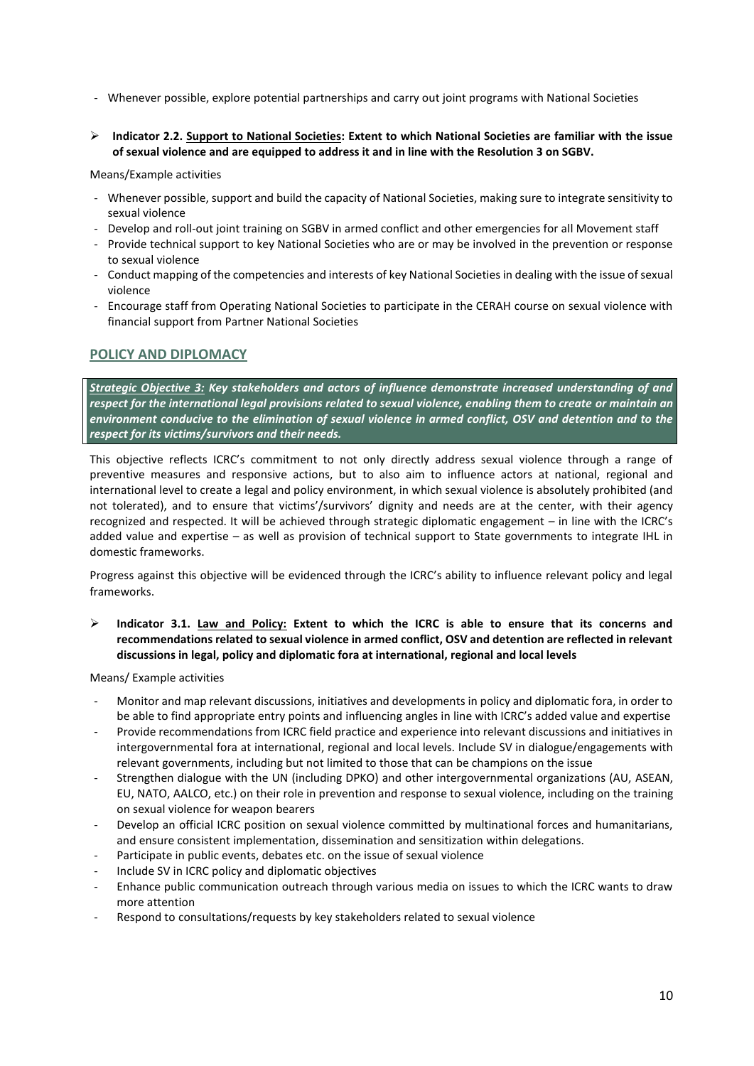- Whenever possible, explore potential partnerships and carry out joint programs with National Societies

- **Indicator 2.2. <u>Support to National Societies</u>: Extent to which National Societies are familiar with the issue of sexual violence and are equipped to address it and in line with the Resolution 3 on SGBV.**

Means/Example activities

- Whenever possible, support and build the capacity of National Societies, making sure to integrate sensitivity to sexual violence
- Develop and roll-out joint training on SGBV in armed conflict and other emergencies for all Movement staff
- Provide technical support to key National Societies who are or may be involved in the prevention or response to sexual violence
- Conduct mapping of the competencies and interests of key National Societies in dealing with the issue of sexual violence
- Encourage staff from Operating National Societies to participate in the CERAH course on sexual violence with financial support from Partner National Societies

## POLICY AND DIPLOMACY

***<u>Strategic Objective 3:</u> Key stakeholders and actors of influence demonstrate increased understanding of and respect for the international legal provisions related to sexual violence, enabling them to create or maintain an environment conducive to the elimination of sexual violence in armed conflict, OSV and detention and to the respect for its victims/survivors and their needs.***

This objective reflects ICRC's commitment to not only directly address sexual violence through a range of preventive measures and responsive actions, but to also aim to influence actors at national, regional and international level to create a legal and policy environment, in which sexual violence is absolutely prohibited (and not tolerated), and to ensure that victims'/survivors' dignity and needs are at the center, with their agency recognized and respected. It will be achieved through strategic diplomatic engagement – in line with the ICRC's added value and expertise – as well as provision of technical support to State governments to integrate IHL in domestic frameworks.

Progress against this objective will be evidenced through the ICRC's ability to influence relevant policy and legal frameworks.

- **Indicator 3.1. <u>Law and Policy:</u> Extent to which the ICRC is able to ensure that its concerns and recommendations related to sexual violence in armed conflict, OSV and detention are reflected in relevant discussions in legal, policy and diplomatic fora at international, regional and local levels**

Means/ Example activities

- Monitor and map relevant discussions, initiatives and developments in policy and diplomatic fora, in order to be able to find appropriate entry points and influencing angles in line with ICRC's added value and expertise
- Provide recommendations from ICRC field practice and experience into relevant discussions and initiatives in intergovernmental fora at international, regional and local levels. Include SV in dialogue/engagements with relevant governments, including but not limited to those that can be champions on the issue
- Strengthen dialogue with the UN (including DPKO) and other intergovernmental organizations (AU, ASEAN, EU, NATO, AALCO, etc.) on their role in prevention and response to sexual violence, including on the training on sexual violence for weapon bearers
- Develop an official ICRC position on sexual violence committed by multinational forces and humanitarians, and ensure consistent implementation, dissemination and sensitization within delegations.
- Participate in public events, debates etc. on the issue of sexual violence
- Include SV in ICRC policy and diplomatic objectives
- Enhance public communication outreach through various media on issues to which the ICRC wants to draw more attention
- Respond to consultations/requests by key stakeholders related to sexual violence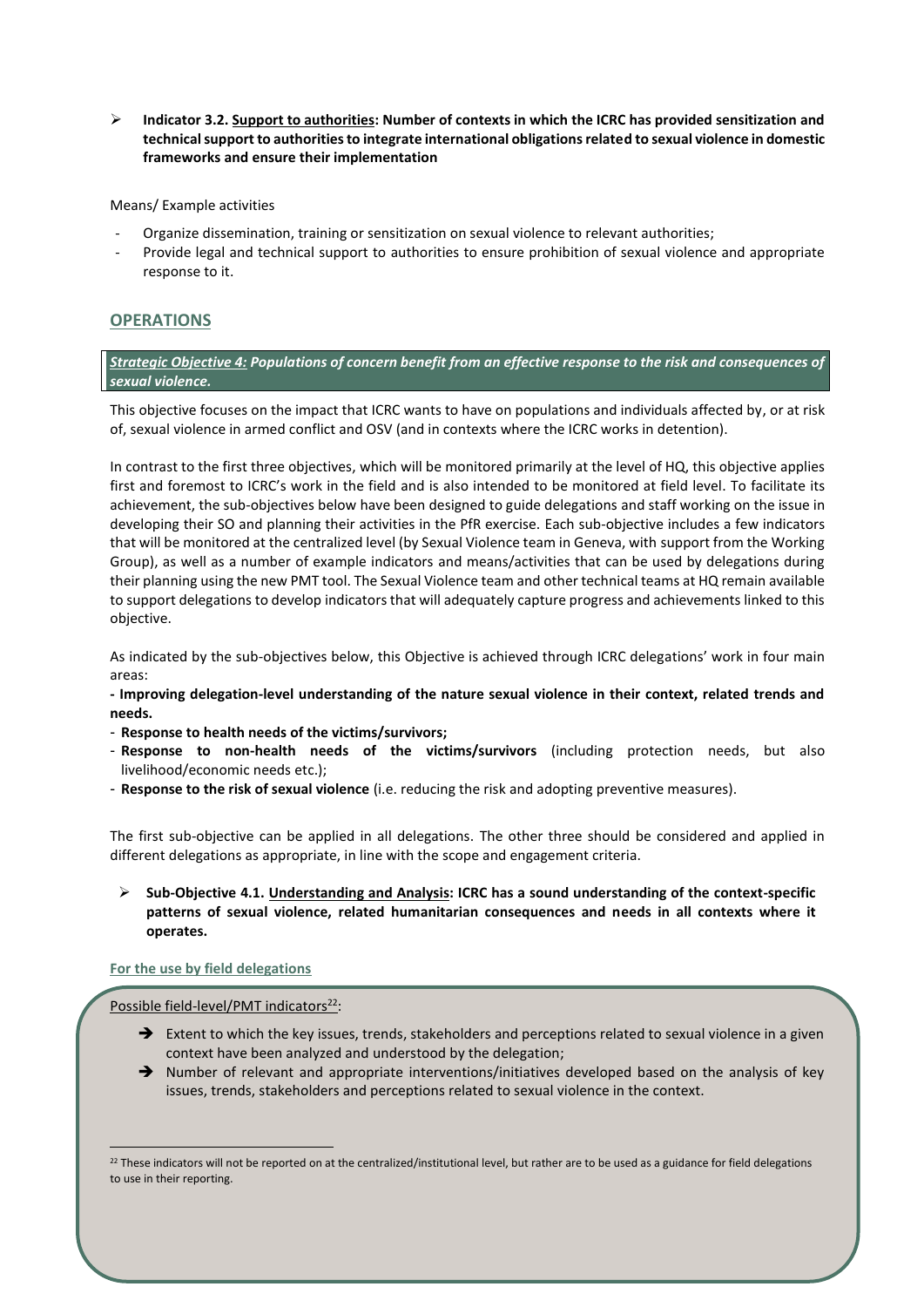- **Indicator 3.2. <u>Support to authorities</u>: Number of contexts in which the ICRC has provided sensitization and technical support to authorities to integrate international obligations related to sexual violence in domestic frameworks and ensure their implementation**

Means/ Example activities

- Organize dissemination, training or sensitization on sexual violence to relevant authorities;
- Provide legal and technical support to authorities to ensure prohibition of sexual violence and appropriate response to it.

## OPERATIONS

***<u>Strategic Objective 4:</u> Populations of concern benefit from an effective response to the risk and consequences of sexual violence.***

This objective focuses on the impact that ICRC wants to have on populations and individuals affected by, or at risk of, sexual violence in armed conflict and OSV (and in contexts where the ICRC works in detention).

In contrast to the first three objectives, which will be monitored primarily at the level of HQ, this objective applies first and foremost to ICRC's work in the field and is also intended to be monitored at field level. To facilitate its achievement, the sub-objectives below have been designed to guide delegations and staff working on the issue in developing their SO and planning their activities in the PfR exercise. Each sub-objective includes a few indicators that will be monitored at the centralized level (by Sexual Violence team in Geneva, with support from the Working Group), as well as a number of example indicators and means/activities that can be used by delegations during their planning using the new PMT tool. The Sexual Violence team and other technical teams at HQ remain available to support delegations to develop indicators that will adequately capture progress and achievements linked to this objective.

As indicated by the sub-objectives below, this Objective is achieved through ICRC delegations' work in four main areas:

- **Improving delegation-level understanding of the nature sexual violence in their context, related trends and needs.**
- **Response to health needs of the victims/survivors;**
- **Response to non-health needs of the victims/survivors** (including protection needs, but also livelihood/economic needs etc.);
- **Response to the risk of sexual violence** (i.e. reducing the risk and adopting preventive measures).

The first sub-objective can be applied in all delegations. The other three should be considered and applied in different delegations as appropriate, in line with the scope and engagement criteria.

- **Sub-Objective 4.1. <u>Understanding and Analysis</u>: ICRC has a sound understanding of the context-specific patterns of sexual violence, related humanitarian consequences and needs in all contexts where it operates.**

**<u>For the use by field delegations</u>**

<u>Possible field-level/PMT indicators</u>[22]:

- ➔ Extent to which the key issues, trends, stakeholders and perceptions related to sexual violence in a given context have been analyzed and understood by the delegation;
- ➔ Number of relevant and appropriate interventions/initiatives developed based on the analysis of key issues, trends, stakeholders and perceptions related to sexual violence in the context.

[22] These indicators will not be reported on at the centralized/institutional level, but rather are to be used as a guidance for field delegations to use in their reporting.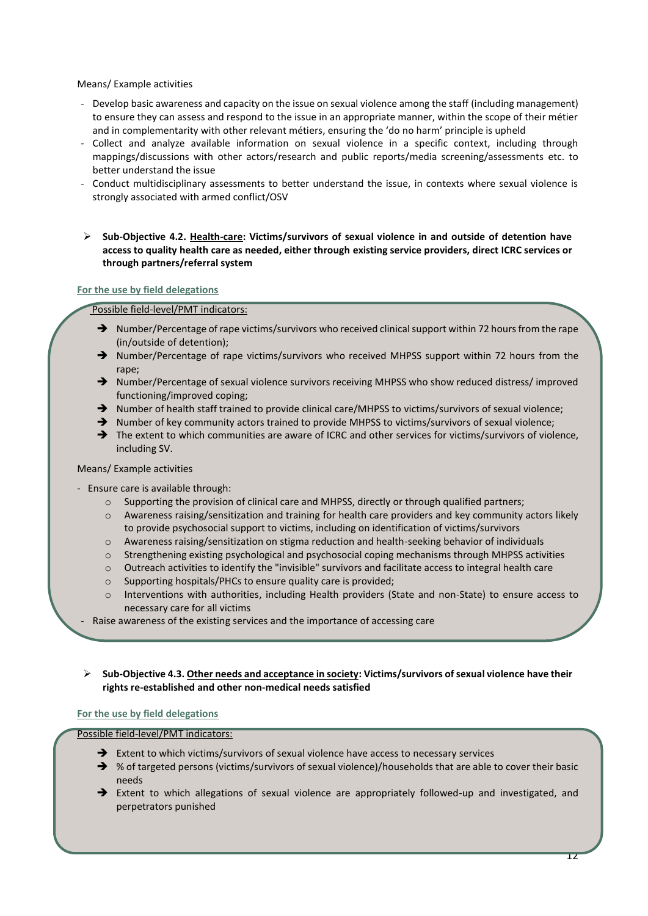Means/ Example activities

- Develop basic awareness and capacity on the issue on sexual violence among the staff (including management) to ensure they can assess and respond to the issue in an appropriate manner, within the scope of their métier and in complementarity with other relevant métiers, ensuring the 'do no harm' principle is upheld
- Collect and analyze available information on sexual violence in a specific context, including through mappings/discussions with other actors/research and public reports/media screening/assessments etc. to better understand the issue
- Conduct multidisciplinary assessments to better understand the issue, in contexts where sexual violence is strongly associated with armed conflict/OSV

- **Sub-Objective 4.2. <u>Health-care</u>: Victims/survivors of sexual violence in and outside of detention have access to quality health care as needed, either through existing service providers, direct ICRC services or through partners/referral system**

**For the use by field delegations**

Possible field-level/PMT indicators:

- ➔ Number/Percentage of rape victims/survivors who received clinical support within 72 hours from the rape (in/outside of detention);
- ➔ Number/Percentage of rape victims/survivors who received MHPSS support within 72 hours from the rape;
- ➔ Number/Percentage of sexual violence survivors receiving MHPSS who show reduced distress/ improved functioning/improved coping;
- ➔ Number of health staff trained to provide clinical care/MHPSS to victims/survivors of sexual violence;
- ➔ Number of key community actors trained to provide MHPSS to victims/survivors of sexual violence;
- ➔ The extent to which communities are aware of ICRC and other services for victims/survivors of violence, including SV.

Means/ Example activities

- Ensure care is available through:
  - Supporting the provision of clinical care and MHPSS, directly or through qualified partners;
  - Awareness raising/sensitization and training for health care providers and key community actors likely to provide psychosocial support to victims, including on identification of victims/survivors
  - Awareness raising/sensitization on stigma reduction and health-seeking behavior of individuals
  - Strengthening existing psychological and psychosocial coping mechanisms through MHPSS activities
  - Outreach activities to identify the "invisible" survivors and facilitate access to integral health care
  - Supporting hospitals/PHCs to ensure quality care is provided;
  - Interventions with authorities, including Health providers (State and non-State) to ensure access to necessary care for all victims
- Raise awareness of the existing services and the importance of accessing care

- **Sub-Objective 4.3. <u>Other needs and acceptance in society</u>: Victims/survivors of sexual violence have their rights re-established and other non-medical needs satisfied**

**For the use by field delegations**

Possible field-level/PMT indicators:

- ➔ Extent to which victims/survivors of sexual violence have access to necessary services
- ➔ % of targeted persons (victims/survivors of sexual violence)/households that are able to cover their basic needs
- ➔ Extent to which allegations of sexual violence are appropriately followed-up and investigated, and perpetrators punished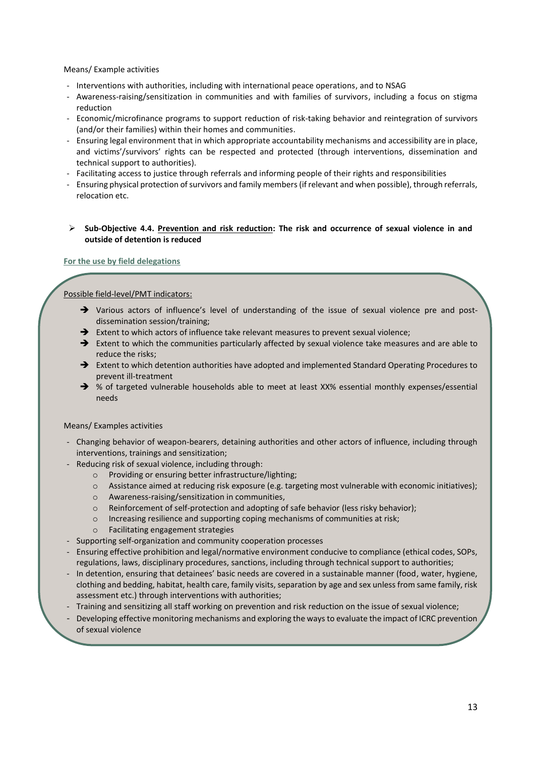Means/ Example activities

- Interventions with authorities, including with international peace operations, and to NSAG
- Awareness-raising/sensitization in communities and with families of survivors, including a focus on stigma reduction
- Economic/microfinance programs to support reduction of risk-taking behavior and reintegration of survivors (and/or their families) within their homes and communities.
- Ensuring legal environment that in which appropriate accountability mechanisms and accessibility are in place, and victims'/survivors' rights can be respected and protected (through interventions, dissemination and technical support to authorities).
- Facilitating access to justice through referrals and informing people of their rights and responsibilities
- Ensuring physical protection of survivors and family members (if relevant and when possible), through referrals, relocation etc.

➢ **Sub-Objective 4.4. Prevention and risk reduction: The risk and occurrence of sexual violence in and outside of detention is reduced**

**For the use by field delegations**

Possible field-level/PMT indicators:

- ➔ Various actors of influence's level of understanding of the issue of sexual violence pre and post-dissemination session/training;
- ➔ Extent to which actors of influence take relevant measures to prevent sexual violence;
- ➔ Extent to which the communities particularly affected by sexual violence take measures and are able to reduce the risks;
- ➔ Extent to which detention authorities have adopted and implemented Standard Operating Procedures to prevent ill-treatment
- ➔ % of targeted vulnerable households able to meet at least XX% essential monthly expenses/essential needs

Means/ Examples activities

- Changing behavior of weapon-bearers, detaining authorities and other actors of influence, including through interventions, trainings and sensitization;
- Reducing risk of sexual violence, including through:
  - Providing or ensuring better infrastructure/lighting;
  - Assistance aimed at reducing risk exposure (e.g. targeting most vulnerable with economic initiatives);
  - Awareness-raising/sensitization in communities,
  - Reinforcement of self-protection and adopting of safe behavior (less risky behavior);
  - Increasing resilience and supporting coping mechanisms of communities at risk;
  - Facilitating engagement strategies
- Supporting self-organization and community cooperation processes
- Ensuring effective prohibition and legal/normative environment conducive to compliance (ethical codes, SOPs, regulations, laws, disciplinary procedures, sanctions, including through technical support to authorities;
- In detention, ensuring that detainees' basic needs are covered in a sustainable manner (food, water, hygiene, clothing and bedding, habitat, health care, family visits, separation by age and sex unless from same family, risk assessment etc.) through interventions with authorities;
- Training and sensitizing all staff working on prevention and risk reduction on the issue of sexual violence;
- Developing effective monitoring mechanisms and exploring the ways to evaluate the impact of ICRC prevention of sexual violence